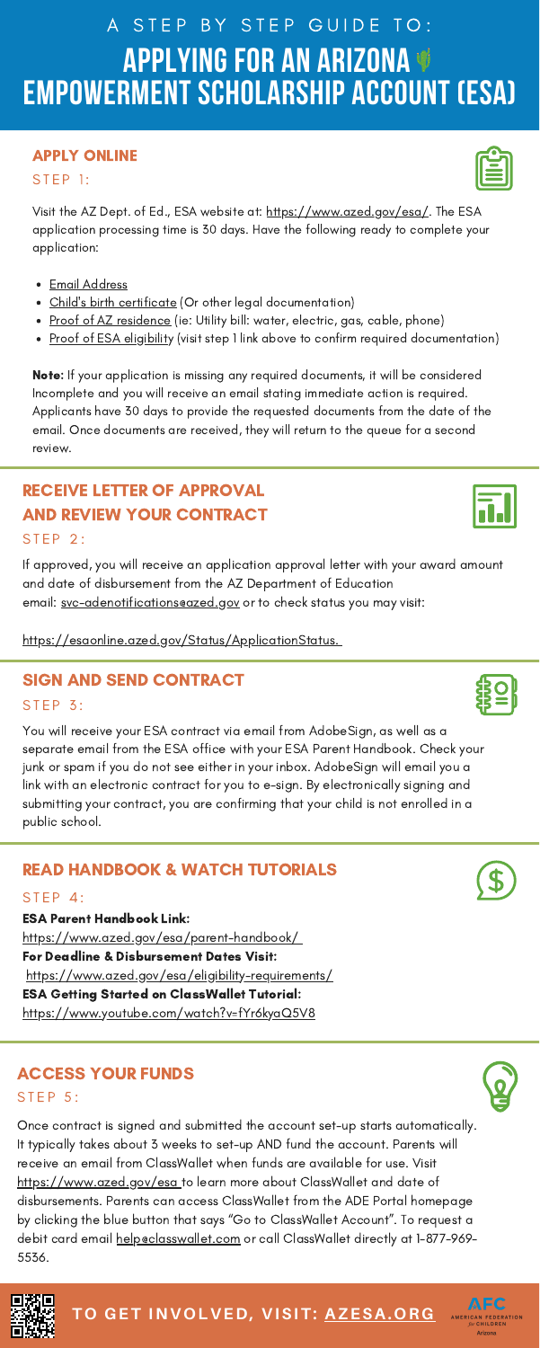# A STEP BY STEP GUIDE TO: APPLYING FOR AN ARIZONA EMPOWERMENT SCHOLARSHIP ACCOUNT (ESA)

## APPLY ONLINE

STEP 1:

Visit the AZ Dept. of Ed., ESA website at: https://www.azed.gov/esa/. The ESA application processing time is 30 days. Have the following ready to complete your application:

- Email Address
- Child's birth certificate (Or other legal documentation)
- Proof of AZ residence (ie: Utility bill: water, electric, gas, cable, phone)
- Proof of ESA eligibility (visit step 1 link above to confirm required documentation)

**Note:** If your application is missing any required documents, it will be considered Incomplete and you will receive an email stating immediate action is required. Applicants have 30 days to provide the requested documents from the date of the email. Once documents are received, they will return to the queue for a second review.

## RECEIVE LETTER OF APPROVAL AND REVIEW YOUR CONTRACT

STEP 2:

If approved, you will receive an application approval letter with your award amount and date of disbursement from the AZ Department of Education email: svc-adenotifications@azed.gov or to check status you may visit:

https://esaonline.azed.gov/Status/ApplicationStatus.

## SIGN AND SEND CONTRACT

STEP 3:

You will receive your ESA contract via email from AdobeSign, as well as a separate email from the ESA office with your ESA Parent Handbook. Check your junk or spam if you do not see either in your inbox. AdobeSign will email you a link with an electronic contract for you to e-sign. By electronically signing and submitting your contract, you are confirming that your child is not enrolled in a public school.

## READ HANDBOOK & WATCH TUTORIALS

STEP 4:

**ESA Parent Handbook Link:**
https://www.azed.gov/esa/parent-handbook/
**For Deadline & Disbursement Dates Visit:**
https://www.azed.gov/esa/eligibility-requirements/
**ESA Getting Started on ClassWallet Tutorial:**
https://www.youtube.com/watch?v=fYr6kyaQ5V8

## ACCESS YOUR FUNDS

STEP 5:

Once contract is signed and submitted the account set-up starts automatically. It typically takes about 3 weeks to set-up AND fund the account. Parents will receive an email from ClassWallet when funds are available for use. Visit https://www.azed.gov/esa to learn more about ClassWallet and date of disbursements. Parents can access ClassWallet from the ADE Portal homepage by clicking the blue button that says "Go to ClassWallet Account". To request a debit card email help@classwallet.com or call ClassWallet directly at 1-877-969-5536.

**TO GET INVOLVED, VISIT: AZESA.ORG**

AFC AMERICAN FEDERATION for CHILDREN Arizona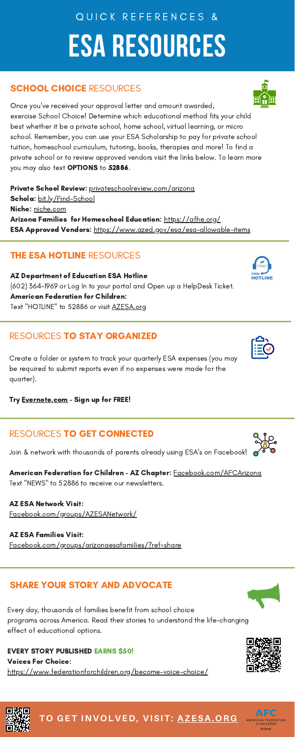QUICK REFERENCES &

# ESA RESOURCES

## SCHOOL CHOICE RESOURCES

Once you've received your approval letter and amount awarded, exercise School Choice! Determine which educational method fits your child best whether it be a private school, home school, virtual learning, or micro school. Remember, you can use your ESA Scholarship to pay for private school tuition, homeschool curriculum, tutoring, books, therapies and more! To find a private school or to review approved vendors visit the links below. To learn more you may also text **OPTIONS** to **52886**.

**Private School Review:** privateschoolreview.com/arizona
**Schola:** bit.ly/Find-School
**Niche:** niche.com
**Arizona Families for Homeschool Education:** https://afhe.org/
**ESA Approved Vendors:** https://www.azed.gov/esa/esa-allowable-items

## THE ESA HOTLINE RESOURCES

**AZ Department of Education ESA Hotline**
(602) 364-1969 or Log In to your portal and Open up a HelpDesk Ticket.
**American Federation for Children:**
Text "HOTLINE" to 52886 or visit AZESA.org

## RESOURCES TO STAY ORGANIZED

Create a folder or system to track your quarterly ESA expenses (you may be required to submit reports even if no expenses were made for the quarter).

**Try Evernote.com - Sign up for FREE!**

## RESOURCES TO GET CONNECTED

Join & network with thousands of parents already using ESA's on Facebook!

**American Federation for Children - AZ Chapter:** Facebook.com/AFCArizona
Text "NEWS" to 52886 to receive our newsletters.

**AZ ESA Network Visit:**
Facebook.com/groups/AZESANetwork/

**AZ ESA Families Visit:**
Facebook.com/groups/arizonaesafamilies/?ref=share

## SHARE YOUR STORY AND ADVOCATE

Every day, thousands of families benefit from school choice programs across America. Read their stories to understand the life-changing effect of educational options.

**EVERY STORY PUBLISHED EARNS $50!**
**Voices For Choice:**
https://www.federationforchildren.org/become-voice-choice/

**TO GET INVOLVED, VISIT: AZESA.ORG**

AFC AMERICAN FEDERATION *for* CHILDREN Arizona